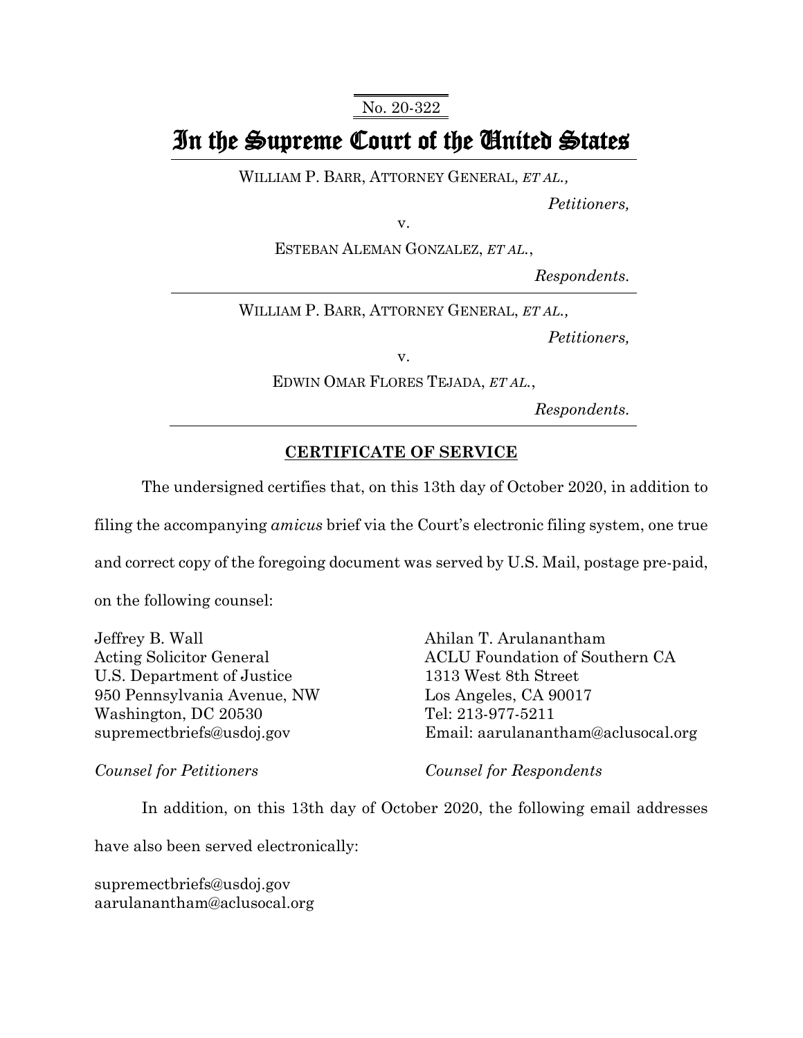No. 20-322

# In the Supreme Court of the United States

WILLIAM P. BARR, ATTORNEY GENERAL, *ET AL.*,

*Petitioners,*

v.

ESTEBAN ALEMAN GONZALEZ, *ET AL.*,

*Respondents.*

---

WILLIAM P. BARR, ATTORNEY GENERAL, *ET AL.*,

*Petitioners,*

v.

EDWIN OMAR FLORES TEJADA, *ET AL.*,

*Respondents.*

---

## **CERTIFICATE OF SERVICE**

The undersigned certifies that, on this 13th day of October 2020, in addition to filing the accompanying *amicus* brief via the Court's electronic filing system, one true and correct copy of the foregoing document was served by U.S. Mail, postage pre-paid, on the following counsel:

Jeffrey B. Wall
Acting Solicitor General
U.S. Department of Justice
950 Pennsylvania Avenue, NW
Washington, DC 20530
supremectbriefs@usdoj.gov

*Counsel for Petitioners*

Ahilan T. Arulanantham
ACLU Foundation of Southern CA
1313 West 8th Street
Los Angeles, CA 90017
Tel: 213-977-5211
Email: aarulanantham@aclusocal.org

*Counsel for Respondents*

In addition, on this 13th day of October 2020, the following email addresses have also been served electronically:

supremectbriefs@usdoj.gov
aarulanantham@aclusocal.org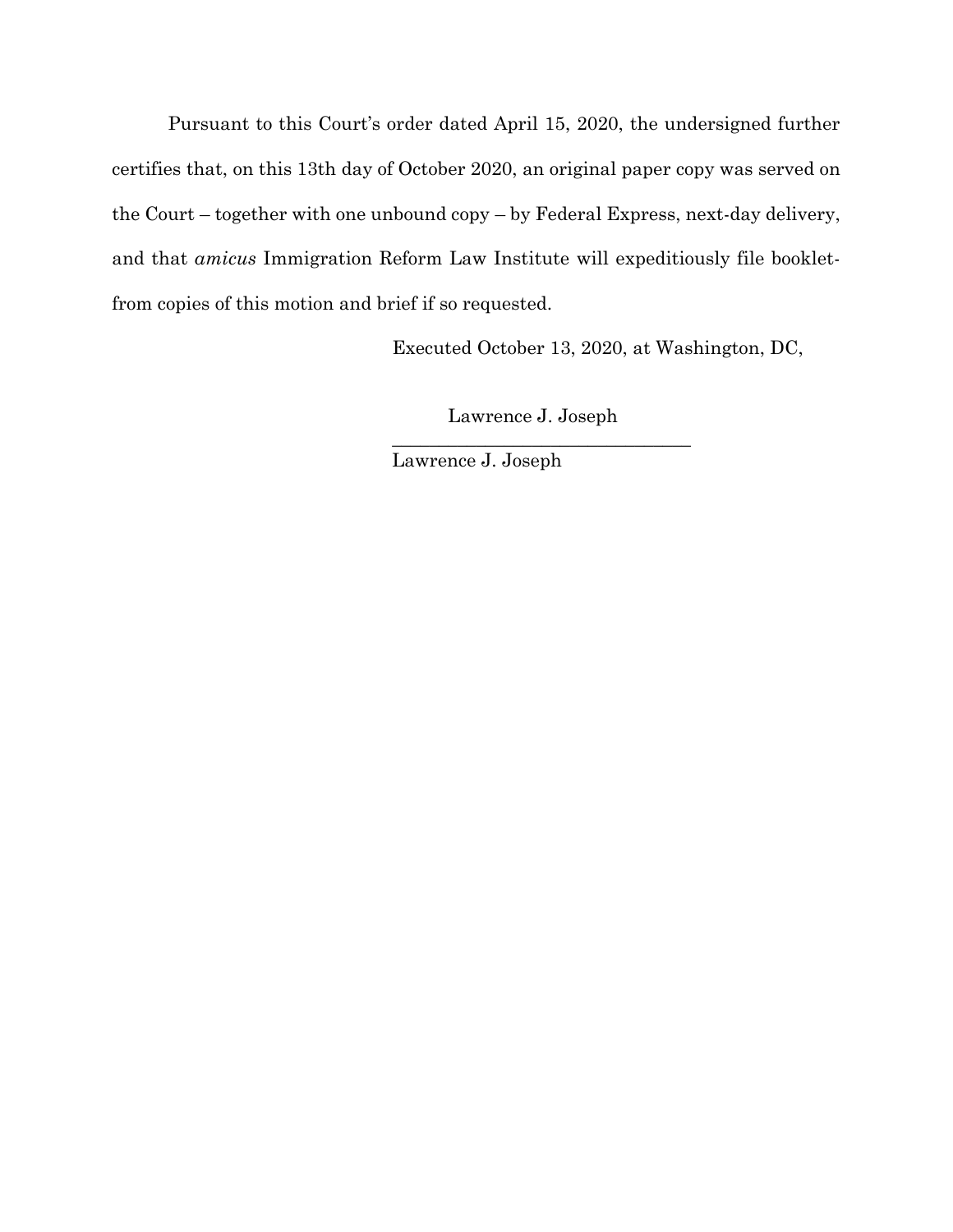Pursuant to this Court's order dated April 15, 2020, the undersigned further certifies that, on this 13th day of October 2020, an original paper copy was served on the Court – together with one unbound copy – by Federal Express, next-day delivery, and that *amicus* Immigration Reform Law Institute will expeditiously file booklet-from copies of this motion and brief if so requested.

Executed October 13, 2020, at Washington, DC,

Lawrence J. Joseph
\_\_\_\_\_\_\_\_\_\_\_\_\_\_\_\_\_\_\_\_\_\_\_\_\_\_\_\_\_\_\_\_
Lawrence J. Joseph